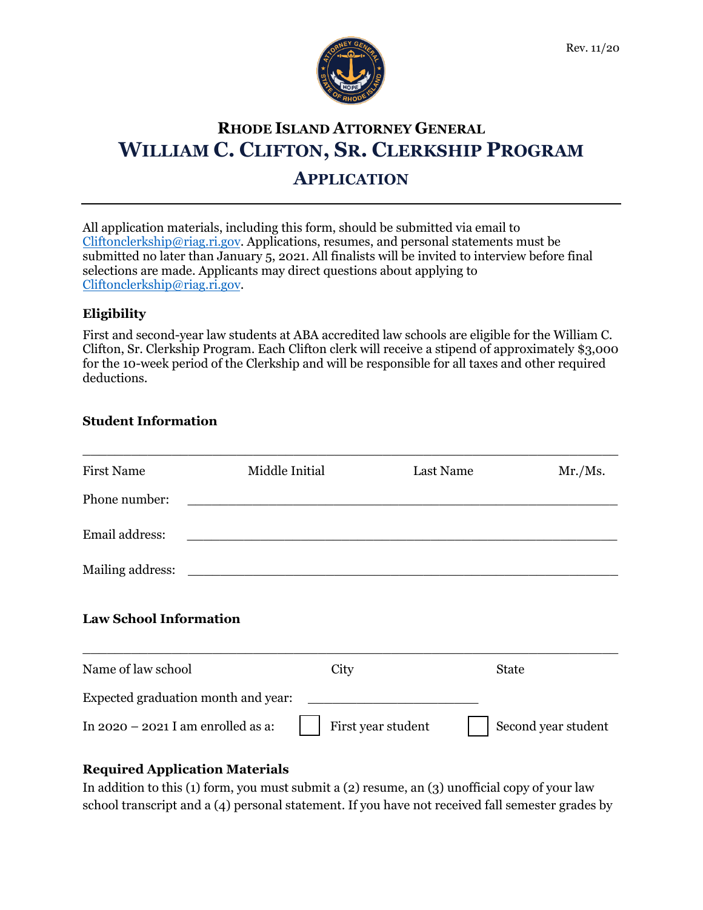Rev. 11/20

## Rhode Island Attorney General

# William C. Clifton, Sr. Clerkship Program

## Application

---

All application materials, including this form, should be submitted via email to Cliftonclerkship@riag.ri.gov. Applications, resumes, and personal statements must be submitted no later than January 5, 2021. All finalists will be invited to interview before final selections are made. Applicants may direct questions about applying to Cliftonclerkship@riag.ri.gov.

**Eligibility**

First and second-year law students at ABA accredited law schools are eligible for the William C. Clifton, Sr. Clerkship Program. Each Clifton clerk will receive a stipend of approximately $3,000 for the 10-week period of the Clerkship and will be responsible for all taxes and other required deductions.

**Student Information**

______________________________________________________________________

First Name Middle Initial Last Name Mr./Ms.

Phone number: ______________________________________________

Email address: ______________________________________________

Mailing address: ______________________________________________

**Law School Information**

______________________________________________________________________

Name of law school City State

Expected graduation month and year: ____________________

In 2020 – 2021 I am enrolled as a: ☐ First year student ☐ Second year student

**Required Application Materials**

In addition to this (1) form, you must submit a (2) resume, an (3) unofficial copy of your law school transcript and a (4) personal statement. If you have not received fall semester grades by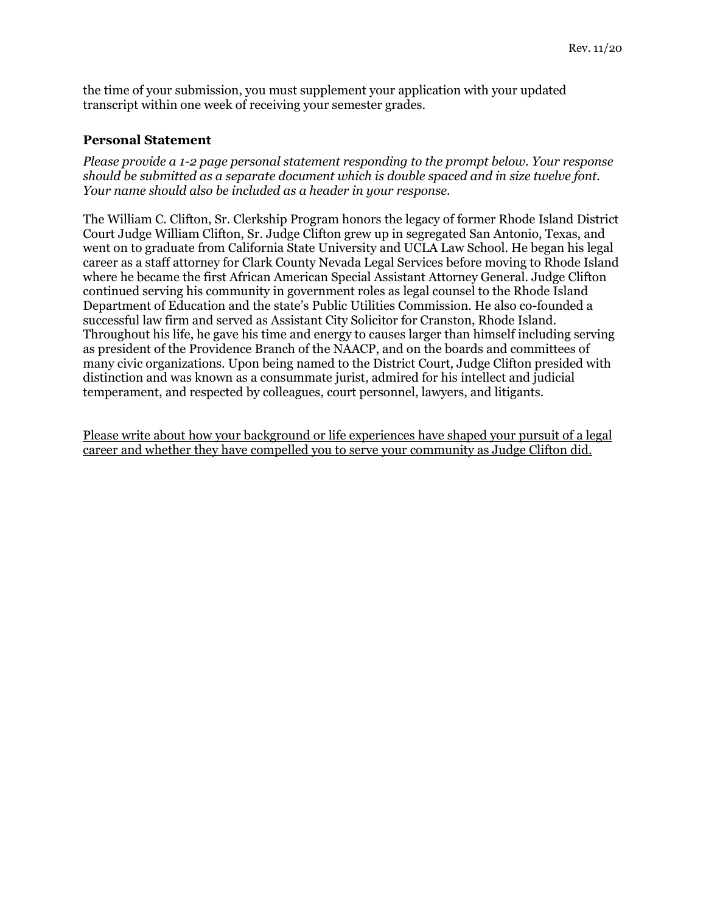the time of your submission, you must supplement your application with your updated transcript within one week of receiving your semester grades.

### Personal Statement

*Please provide a 1-2 page personal statement responding to the prompt below. Your response should be submitted as a separate document which is double spaced and in size twelve font. Your name should also be included as a header in your response.*

The William C. Clifton, Sr. Clerkship Program honors the legacy of former Rhode Island District Court Judge William Clifton, Sr. Judge Clifton grew up in segregated San Antonio, Texas, and went on to graduate from California State University and UCLA Law School. He began his legal career as a staff attorney for Clark County Nevada Legal Services before moving to Rhode Island where he became the first African American Special Assistant Attorney General. Judge Clifton continued serving his community in government roles as legal counsel to the Rhode Island Department of Education and the state's Public Utilities Commission. He also co-founded a successful law firm and served as Assistant City Solicitor for Cranston, Rhode Island. Throughout his life, he gave his time and energy to causes larger than himself including serving as president of the Providence Branch of the NAACP, and on the boards and committees of many civic organizations. Upon being named to the District Court, Judge Clifton presided with distinction and was known as a consummate jurist, admired for his intellect and judicial temperament, and respected by colleagues, court personnel, lawyers, and litigants.

<u>Please write about how your background or life experiences have shaped your pursuit of a legal career and whether they have compelled you to serve your community as Judge Clifton did.</u>